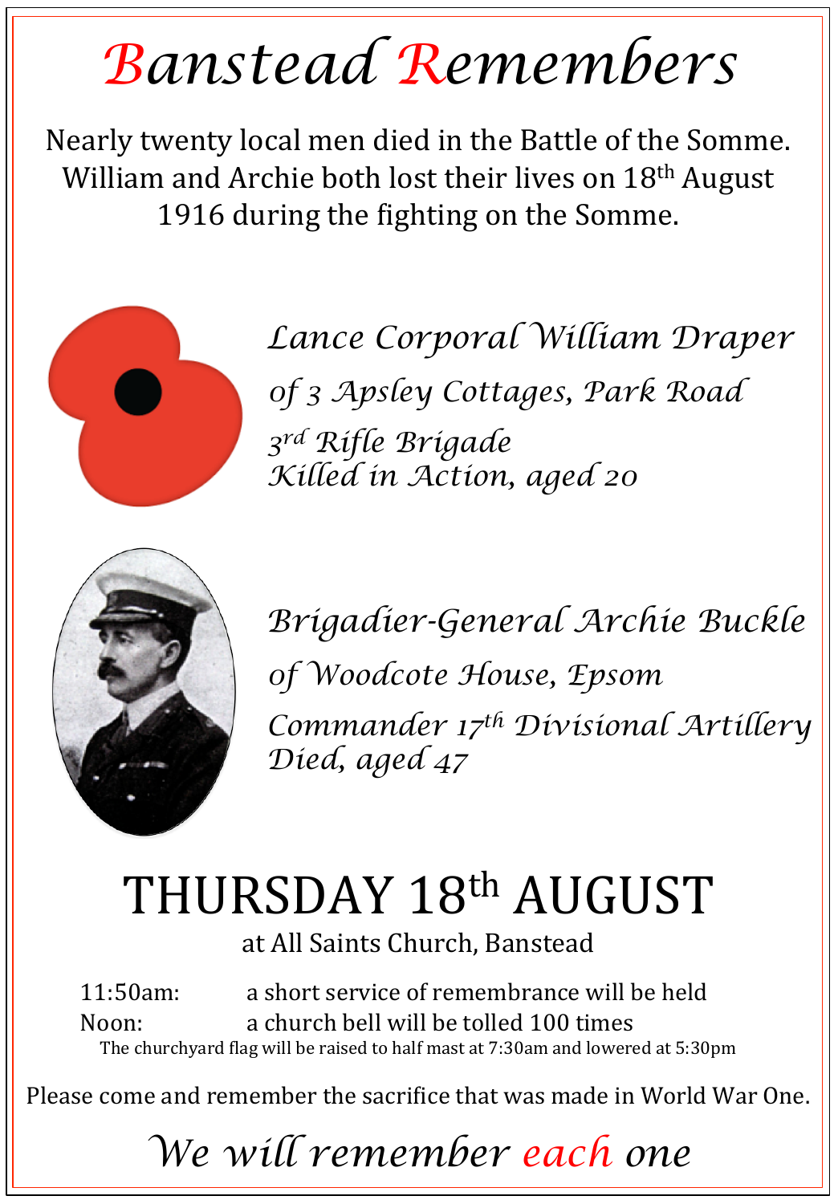# *Banstead Remembers*

Nearly twenty local men died in the Battle of the Somme. William and Archie both lost their lives on 18th August 1916 during the fighting on the Somme.

*Lance Corporal William Draper*
*of 3 Apsley Cottages, Park Road*
*3rd Rifle Brigade*
*Killed in Action, aged 20*

*Brigadier-General Archie Buckle*
*of Woodcote House, Epsom*
*Commander 17th Divisional Artillery*
*Died, aged 47*

## THURSDAY 18th AUGUST

at All Saints Church, Banstead

11:50am: a short service of remembrance will be held
Noon: a church bell will be tolled 100 times

The churchyard flag will be raised to half mast at 7:30am and lowered at 5:30pm

Please come and remember the sacrifice that was made in World War One.

*We will remember each one*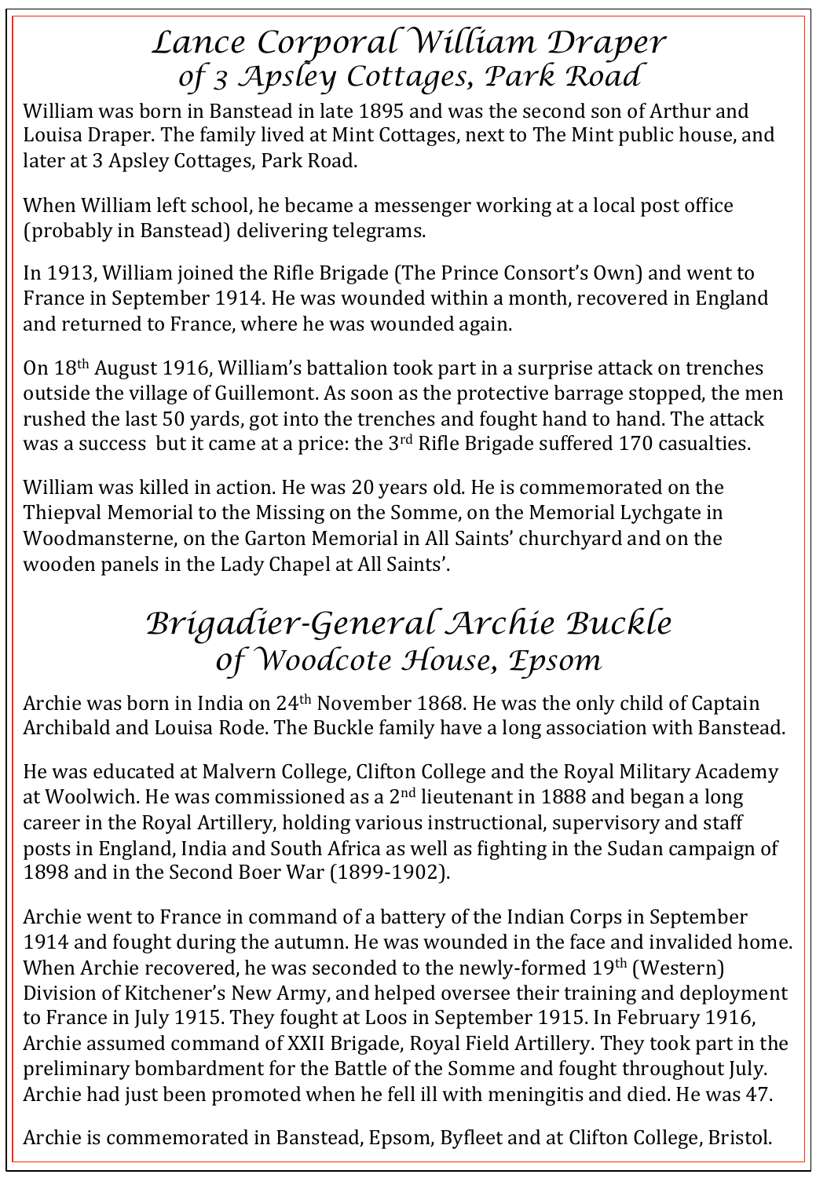# Lance Corporal William Draper
# of 3 Apsley Cottages, Park Road

William was born in Banstead in late 1895 and was the second son of Arthur and Louisa Draper. The family lived at Mint Cottages, next to The Mint public house, and later at 3 Apsley Cottages, Park Road.

When William left school, he became a messenger working at a local post office (probably in Banstead) delivering telegrams.

In 1913, William joined the Rifle Brigade (The Prince Consort's Own) and went to France in September 1914. He was wounded within a month, recovered in England and returned to France, where he was wounded again.

On 18th August 1916, William's battalion took part in a surprise attack on trenches outside the village of Guillemont. As soon as the protective barrage stopped, the men rushed the last 50 yards, got into the trenches and fought hand to hand. The attack was a success but it came at a price: the 3rd Rifle Brigade suffered 170 casualties.

William was killed in action. He was 20 years old. He is commemorated on the Thiepval Memorial to the Missing on the Somme, on the Memorial Lychgate in Woodmansterne, on the Garton Memorial in All Saints' churchyard and on the wooden panels in the Lady Chapel at All Saints'.

# Brigadier-General Archie Buckle
# of Woodcote House, Epsom

Archie was born in India on 24th November 1868. He was the only child of Captain Archibald and Louisa Rode. The Buckle family have a long association with Banstead.

He was educated at Malvern College, Clifton College and the Royal Military Academy at Woolwich. He was commissioned as a 2nd lieutenant in 1888 and began a long career in the Royal Artillery, holding various instructional, supervisory and staff posts in England, India and South Africa as well as fighting in the Sudan campaign of 1898 and in the Second Boer War (1899-1902).

Archie went to France in command of a battery of the Indian Corps in September 1914 and fought during the autumn. He was wounded in the face and invalided home. When Archie recovered, he was seconded to the newly-formed 19th (Western) Division of Kitchener's New Army, and helped oversee their training and deployment to France in July 1915. They fought at Loos in September 1915. In February 1916, Archie assumed command of XXII Brigade, Royal Field Artillery. They took part in the preliminary bombardment for the Battle of the Somme and fought throughout July. Archie had just been promoted when he fell ill with meningitis and died. He was 47.

Archie is commemorated in Banstead, Epsom, Byfleet and at Clifton College, Bristol.